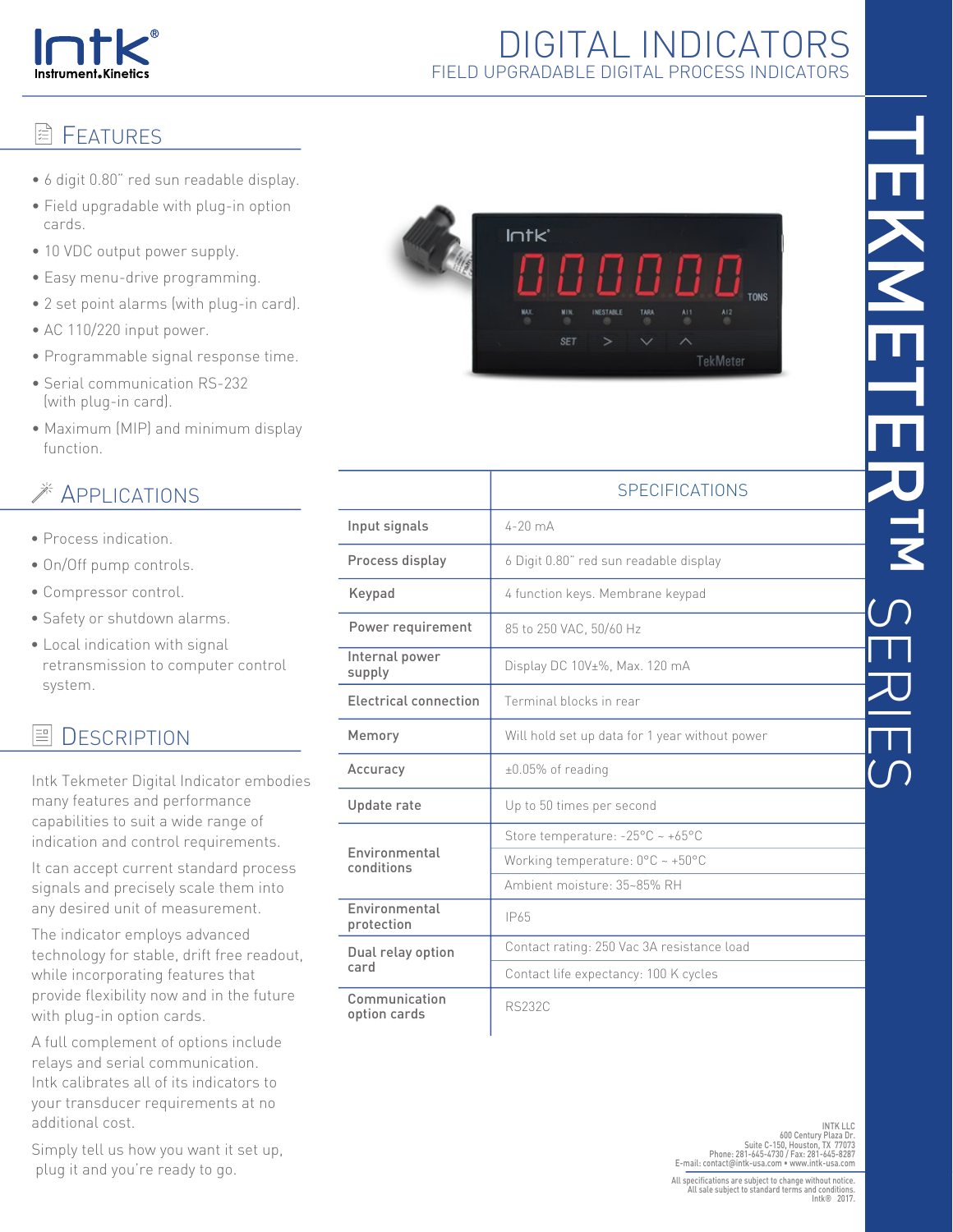Intk® Instrument.Kinetics

# DIGITAL INDICATORS

## FIELD UPGRADABLE DIGITAL PROCESS INDICATORS

# TEKMETER™ SERIES

## Features

- 6 digit 0.80" red sun readable display.
- Field upgradable with plug-in option cards.
- 10 VDC output power supply.
- Easy menu-drive programming.
- 2 set point alarms (with plug-in card).
- AC 110/220 input power.
- Programmable signal response time.
- Serial communication RS-232 (with plug-in card).
- Maximum (MIP) and minimum display function.

## Applications

- Process indication.
- On/Off pump controls.
- Compressor control.
- Safety or shutdown alarms.
- Local indication with signal retransmission to computer control system.

## Description

Intk Tekmeter Digital Indicator embodies many features and performance capabilities to suit a wide range of indication and control requirements.

It can accept current standard process signals and precisely scale them into any desired unit of measurement.

The indicator employs advanced technology for stable, drift free readout, while incorporating features that provide flexibility now and in the future with plug-in option cards.

A full complement of options include relays and serial communication. Intk calibrates all of its indicators to your transducer requirements at no additional cost.

Simply tell us how you want it set up, plug it and you're ready to go.

| | SPECIFICATIONS |
|---|---|
| Input signals | 4-20 mA |
| Process display | 6 Digit 0.80" red sun readable display |
| Keypad | 4 function keys. Membrane keypad |
| Power requirement | 85 to 250 VAC, 50/60 Hz |
| Internal power supply | Display DC 10V±%, Max. 120 mA |
| Electrical connection | Terminal blocks in rear |
| Memory | Will hold set up data for 1 year without power |
| Accuracy | ±0.05% of reading |
| Update rate | Up to 50 times per second |
| Environmental conditions | Store temperature: -25°C ~ +65°C |
| | Working temperature: 0°C ~ +50°C |
| | Ambient moisture: 35~85% RH |
| Environmental protection | IP65 |
| Dual relay option card | Contact rating: 250 Vac 3A resistance load |
| | Contact life expectancy: 100 K cycles |
| Communication option cards | RS232C |

INTK LLC
600 Century Plaza Dr.
Suite C-150, Houston, TX 77073
Phone: 281-645-4730 / Fax: 281-645-8287
E-mail: contact@intk-usa.com • www.intk-usa.com

All specifications are subject to change without notice.
All sale subject to standard terms and conditions.
Intk® 2017.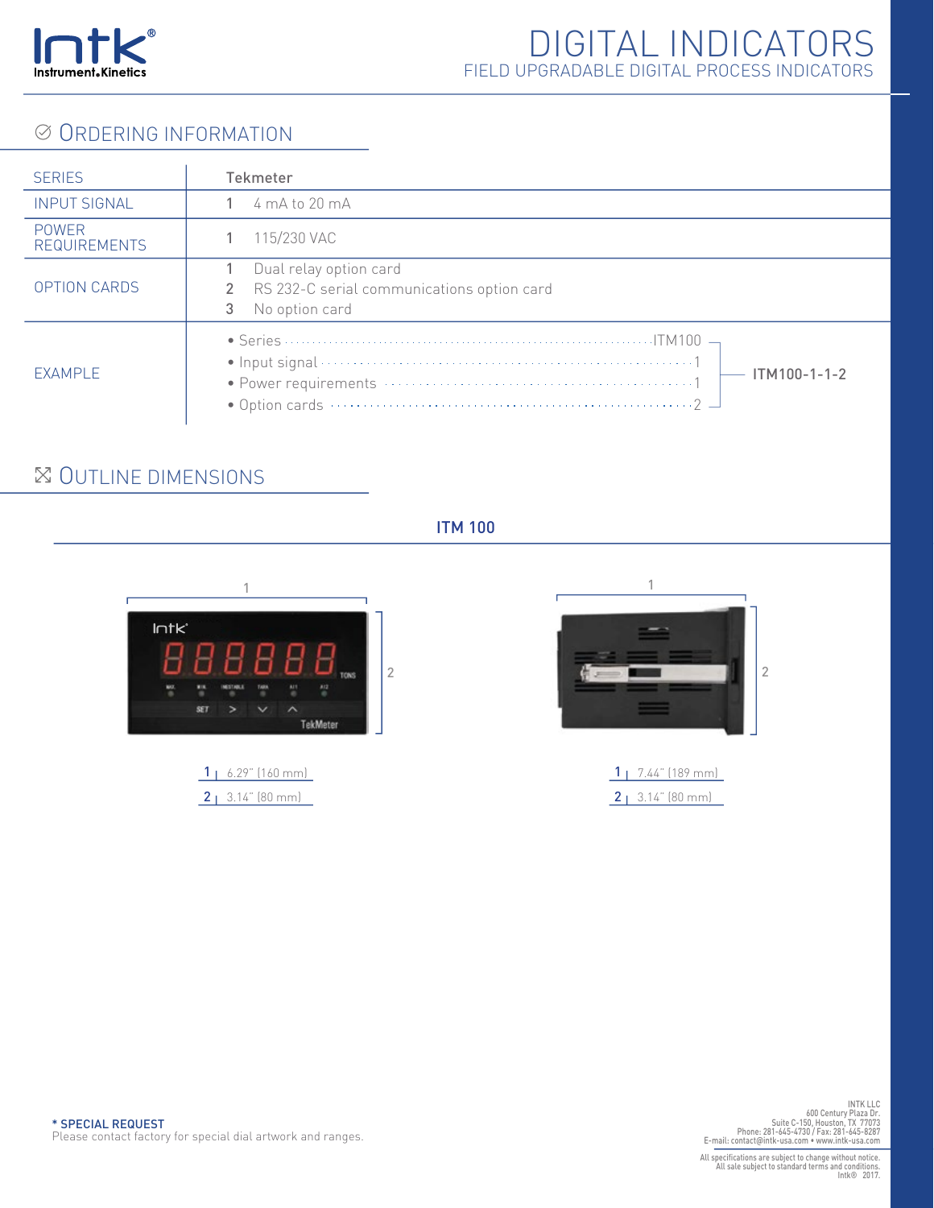# DIGITAL INDICATORS

FIELD UPGRADABLE DIGITAL PROCESS INDICATORS

## ORDERING INFORMATION

| | |
|---|---|
| SERIES | Tekmeter |
| INPUT SIGNAL | 1 4 mA to 20 mA |
| POWER REQUIREMENTS | 1 115/230 VAC |
| OPTION CARDS | 1 Dual relay option card<br>2 RS 232-C serial communications option card<br>3 No option card |
| EXAMPLE | • Series ........ ITM100<br>• Input signal ........ 1<br>• Power requirements ........ 1<br>• Option cards ........ 2<br>ITM100-1-1-2 |

## OUTLINE DIMENSIONS

### ITM 100

1 | 6.29" (160 mm)

2 | 3.14" (80 mm)

1 | 7.44" (189 mm)

2 | 3.14" (80 mm)

**\* SPECIAL REQUEST**
Please contact factory for special dial artwork and ranges.

INTK LLC
600 Century Plaza Dr.
Suite C-150, Houston, TX 77073
Phone: 281-645-4730 / Fax: 281-645-8287
E-mail: contact@intk-usa.com • www.intk-usa.com

All specifications are subject to change without notice.
All sale subject to standard terms and conditions.
Intk® 2017.